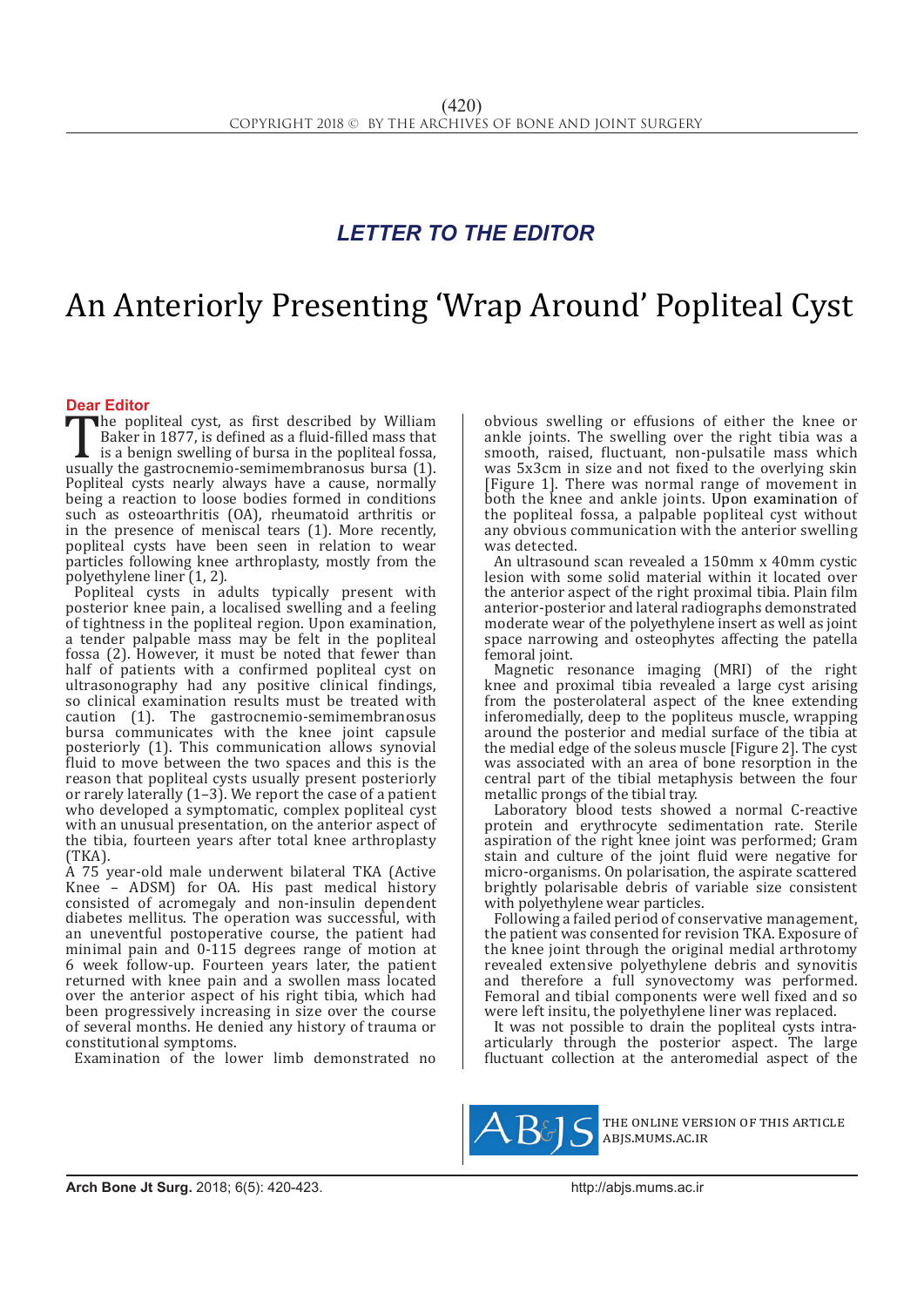*LETTER TO THE EDITOR*

# An Anteriorly Presenting 'Wrap Around' Popliteal Cyst

**Dear Editor**

The popliteal cyst, as first described by William Baker in 1877, is defined as a fluid-filled mass that is a benign swelling of bursa in the popliteal fossa, usually the gastrocnemio-semimembranosus bursa (1). Popliteal cysts nearly always have a cause, normally being a reaction to loose bodies formed in conditions such as osteoarthritis (OA), rheumatoid arthritis or in the presence of meniscal tears (1). More recently, popliteal cysts have been seen in relation to wear particles following knee arthroplasty, mostly from the polyethylene liner (1, 2).

Popliteal cysts in adults typically present with posterior knee pain, a localised swelling and a feeling of tightness in the popliteal region. Upon examination, a tender palpable mass may be felt in the popliteal fossa (2). However, it must be noted that fewer than half of patients with a confirmed popliteal cyst on ultrasonography had any positive clinical findings, so clinical examination results must be treated with caution (1). The gastrocnemio-semimembranosus bursa communicates with the knee joint capsule posteriorly (1). This communication allows synovial fluid to move between the two spaces and this is the reason that popliteal cysts usually present posteriorly or rarely laterally (1–3). We report the case of a patient who developed a symptomatic, complex popliteal cyst with an unusual presentation, on the anterior aspect of the tibia, fourteen years after total knee arthroplasty (TKA).

A 75 year-old male underwent bilateral TKA (Active Knee – ADSM) for OA. His past medical history consisted of acromegaly and non-insulin dependent diabetes mellitus. The operation was successful, with an uneventful postoperative course, the patient had minimal pain and 0-115 degrees range of motion at 6 week follow-up. Fourteen years later, the patient returned with knee pain and a swollen mass located over the anterior aspect of his right tibia, which had been progressively increasing in size over the course of several months. He denied any history of trauma or constitutional symptoms.

Examination of the lower limb demonstrated no obvious swelling or effusions of either the knee or ankle joints. The swelling over the right tibia was a smooth, raised, fluctuant, non-pulsatile mass which was 5x3cm in size and not fixed to the overlying skin [Figure 1]. There was normal range of movement in both the knee and ankle joints. Upon examination of the popliteal fossa, a palpable popliteal cyst without any obvious communication with the anterior swelling was detected.

An ultrasound scan revealed a 150mm x 40mm cystic lesion with some solid material within it located over the anterior aspect of the right proximal tibia. Plain film anterior-posterior and lateral radiographs demonstrated moderate wear of the polyethylene insert as well as joint space narrowing and osteophytes affecting the patella femoral joint.

Magnetic resonance imaging (MRI) of the right knee and proximal tibia revealed a large cyst arising from the posterolateral aspect of the knee extending inferomedially, deep to the popliteus muscle, wrapping around the posterior and medial surface of the tibia at the medial edge of the soleus muscle [Figure 2]. The cyst was associated with an area of bone resorption in the central part of the tibial metaphysis between the four metallic prongs of the tibial tray.

Laboratory blood tests showed a normal C-reactive protein and erythrocyte sedimentation rate. Sterile aspiration of the right knee joint was performed; Gram stain and culture of the joint fluid were negative for micro-organisms. On polarisation, the aspirate scattered brightly polarisable debris of variable size consistent with polyethylene wear particles.

Following a failed period of conservative management, the patient was consented for revision TKA. Exposure of the knee joint through the original medial arthrotomy revealed extensive polyethylene debris and synovitis and therefore a full synovectomy was performed. Femoral and tibial components were well fixed and so were left insitu, the polyethylene liner was replaced.

It was not possible to drain the popliteal cysts intra-articularly through the posterior aspect. The large fluctuant collection at the anteromedial aspect of the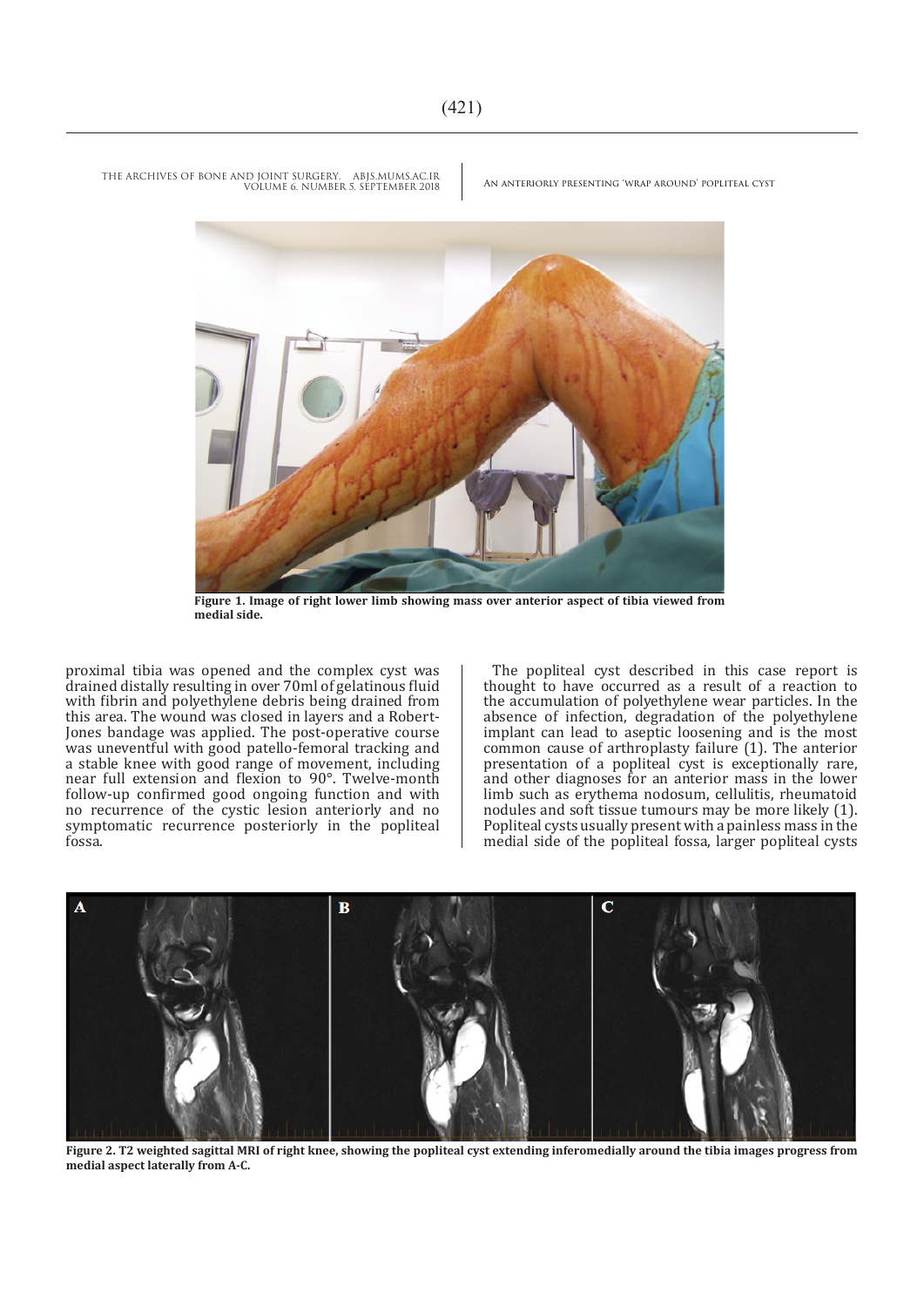Figure 1. Image of right lower limb showing mass over anterior aspect of tibia viewed from medial side.

proximal tibia was opened and the complex cyst was drained distally resulting in over 70ml of gelatinous fluid with fibrin and polyethylene debris being drained from this area. The wound was closed in layers and a Robert-Jones bandage was applied. The post-operative course was uneventful with good patello-femoral tracking and a stable knee with good range of movement, including near full extension and flexion to 90°. Twelve-month follow-up confirmed good ongoing function and with no recurrence of the cystic lesion anteriorly and no symptomatic recurrence posteriorly in the popliteal fossa.

The popliteal cyst described in this case report is thought to have occurred as a result of a reaction to the accumulation of polyethylene wear particles. In the absence of infection, degradation of the polyethylene implant can lead to aseptic loosening and is the most common cause of arthroplasty failure (1). The anterior presentation of a popliteal cyst is exceptionally rare, and other diagnoses for an anterior mass in the lower limb such as erythema nodosum, cellulitis, rheumatoid nodules and soft tissue tumours may be more likely (1). Popliteal cysts usually present with a painless mass in the medial side of the popliteal fossa, larger popliteal cysts

Figure 2. T2 weighted sagittal MRI of right knee, showing the popliteal cyst extending inferomedially around the tibia images progress from medial aspect laterally from A-C.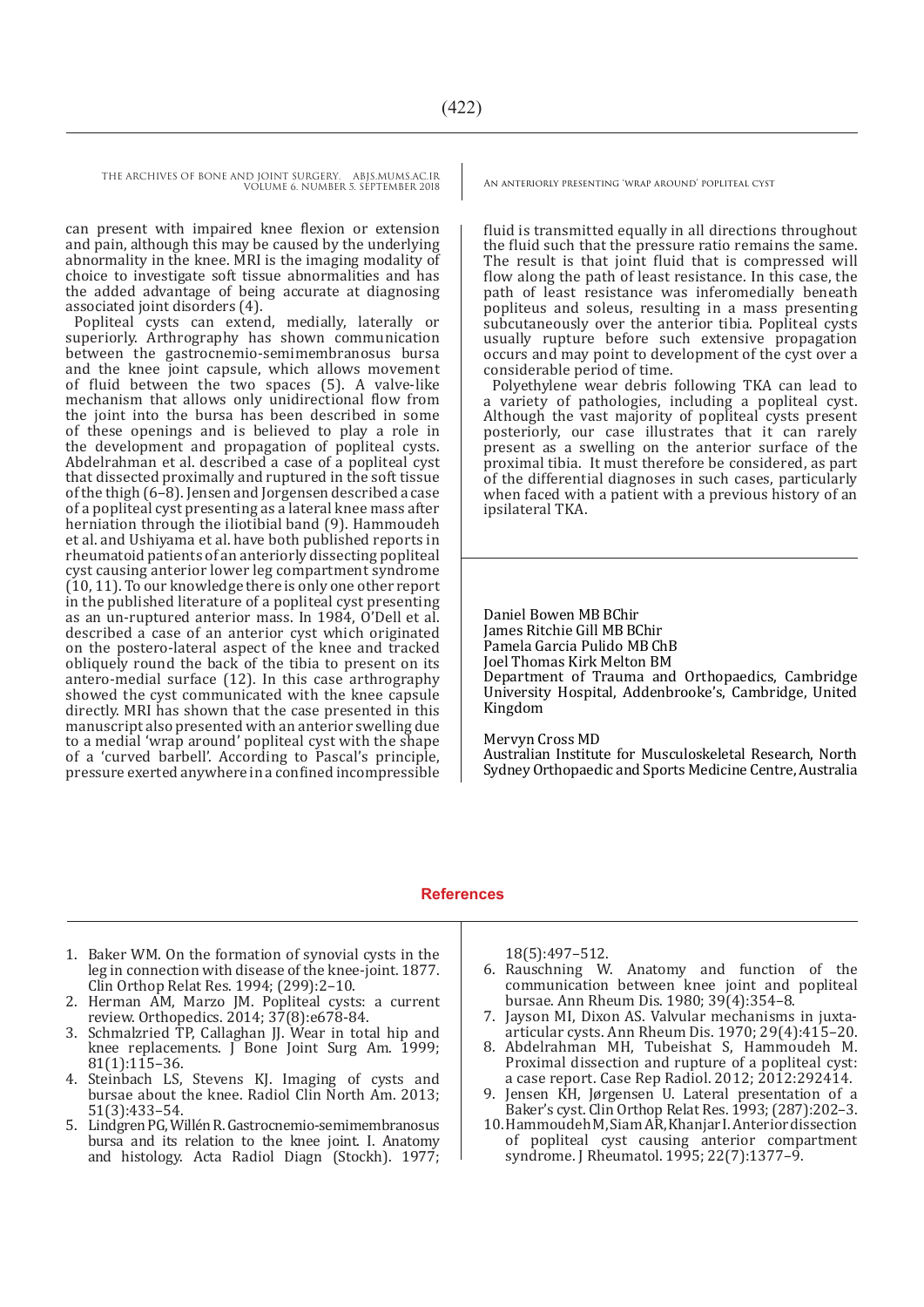can present with impaired knee flexion or extension and pain, although this may be caused by the underlying abnormality in the knee. MRI is the imaging modality of choice to investigate soft tissue abnormalities and has the added advantage of being accurate at diagnosing associated joint disorders (4).

Popliteal cysts can extend, medially, laterally or superiorly. Arthrography has shown communication between the gastrocnemio-semimembranosus bursa and the knee joint capsule, which allows movement of fluid between the two spaces (5). A valve-like mechanism that allows only unidirectional flow from the joint into the bursa has been described in some of these openings and is believed to play a role in the development and propagation of popliteal cysts. Abdelrahman et al. described a case of a popliteal cyst that dissected proximally and ruptured in the soft tissue of the thigh (6–8). Jensen and Jorgensen described a case of a popliteal cyst presenting as a lateral knee mass after herniation through the iliotibial band (9). Hammoudeh et al. and Ushiyama et al. have both published reports in rheumatoid patients of an anteriorly dissecting popliteal cyst causing anterior lower leg compartment syndrome (10, 11). To our knowledge there is only one other report in the published literature of a popliteal cyst presenting as an un-ruptured anterior mass. In 1984, O'Dell et al. described a case of an anterior cyst which originated on the postero-lateral aspect of the knee and tracked obliquely round the back of the tibia to present on its antero-medial surface (12). In this case arthrography showed the cyst communicated with the knee capsule directly. MRI has shown that the case presented in this manuscript also presented with an anterior swelling due to a medial 'wrap around' popliteal cyst with the shape of a 'curved barbell'. According to Pascal's principle, pressure exerted anywhere in a confined incompressible fluid is transmitted equally in all directions throughout the fluid such that the pressure ratio remains the same. The result is that joint fluid that is compressed will flow along the path of least resistance. In this case, the path of least resistance was inferomedially beneath popliteus and soleus, resulting in a mass presenting subcutaneously over the anterior tibia. Popliteal cysts usually rupture before such extensive propagation occurs and may point to development of the cyst over a considerable period of time.

Polyethylene wear debris following TKA can lead to a variety of pathologies, including a popliteal cyst. Although the vast majority of popliteal cysts present posteriorly, our case illustrates that it can rarely present as a swelling on the anterior surface of the proximal tibia. It must therefore be considered, as part of the differential diagnoses in such cases, particularly when faced with a patient with a previous history of an ipsilateral TKA.

Daniel Bowen MB BChir
James Ritchie Gill MB BChir
Pamela Garcia Pulido MB ChB
Joel Thomas Kirk Melton BM
Department of Trauma and Orthopaedics, Cambridge University Hospital, Addenbrooke's, Cambridge, United Kingdom

Mervyn Cross MD
Australian Institute for Musculoskeletal Research, North Sydney Orthopaedic and Sports Medicine Centre, Australia

## References

1. Baker WM. On the formation of synovial cysts in the leg in connection with disease of the knee-joint. 1877. Clin Orthop Relat Res. 1994; (299):2–10.
2. Herman AM, Marzo JM. Popliteal cysts: a current review. Orthopedics. 2014; 37(8):e678-84.
3. Schmalzried TP, Callaghan JJ. Wear in total hip and knee replacements. J Bone Joint Surg Am. 1999; 81(1):115–36.
4. Steinbach LS, Stevens KJ. Imaging of cysts and bursae about the knee. Radiol Clin North Am. 2013; 51(3):433–54.
5. Lindgren PG, Willén R. Gastrocnemio-semimembranosus bursa and its relation to the knee joint. I. Anatomy and histology. Acta Radiol Diagn (Stockh). 1977; 18(5):497–512.
6. Rauschning W. Anatomy and function of the communication between knee joint and popliteal bursae. Ann Rheum Dis. 1980; 39(4):354–8.
7. Jayson MI, Dixon AS. Valvular mechanisms in juxta-articular cysts. Ann Rheum Dis. 1970; 29(4):415–20.
8. Abdelrahman MH, Tubeishat S, Hammoudeh M. Proximal dissection and rupture of a popliteal cyst: a case report. Case Rep Radiol. 2012; 2012:292414.
9. Jensen KH, Jørgensen U. Lateral presentation of a Baker's cyst. Clin Orthop Relat Res. 1993; (287):202–3.
10. Hammoudeh M, Siam AR, Khanjar I. Anterior dissection of popliteal cyst causing anterior compartment syndrome. J Rheumatol. 1995; 22(7):1377–9.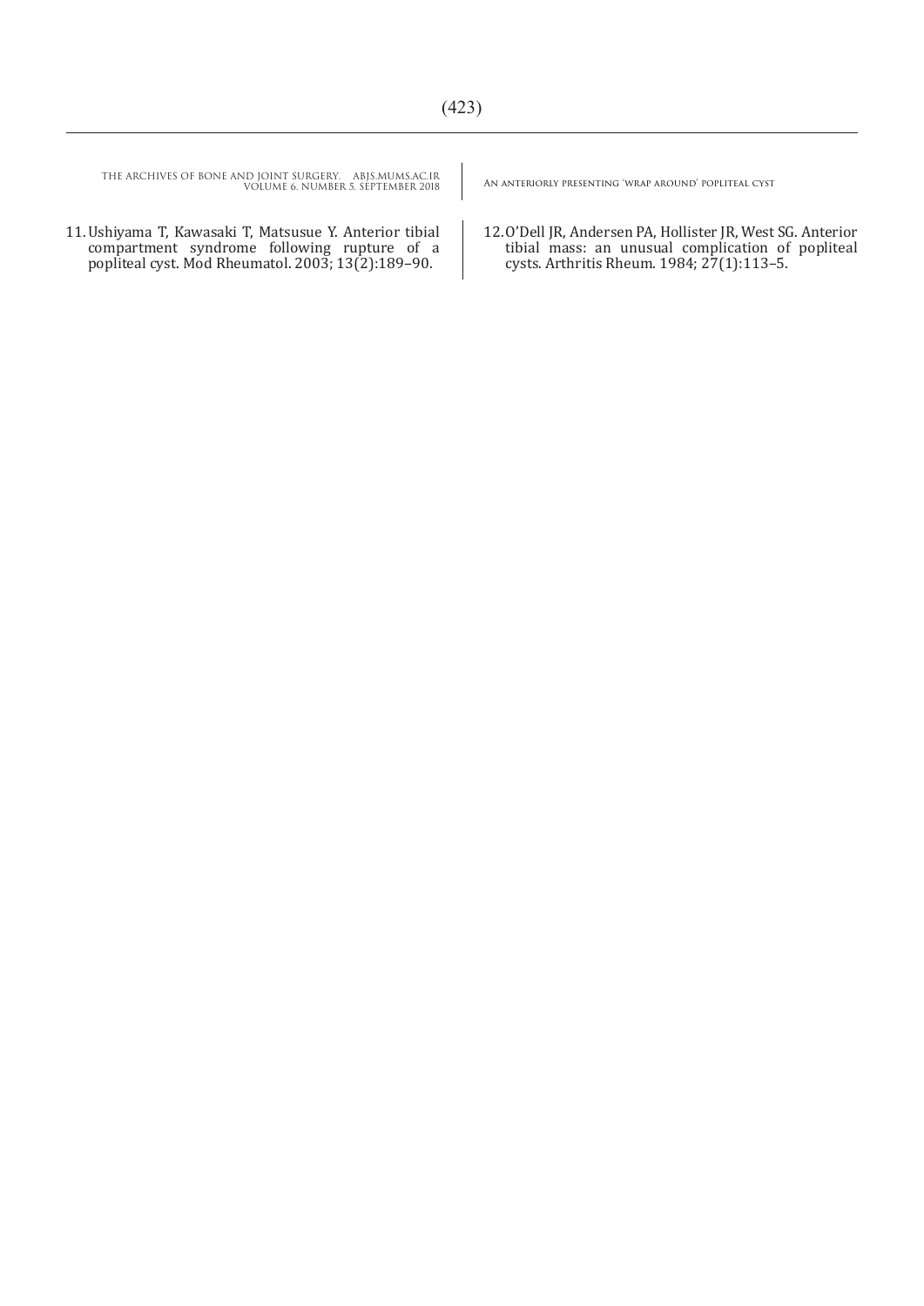11. Ushiyama T, Kawasaki T, Matsusue Y. Anterior tibial compartment syndrome following rupture of a popliteal cyst. Mod Rheumatol. 2003; 13(2):189–90.

12. O'Dell JR, Andersen PA, Hollister JR, West SG. Anterior tibial mass: an unusual complication of popliteal cysts. Arthritis Rheum. 1984; 27(1):113–5.